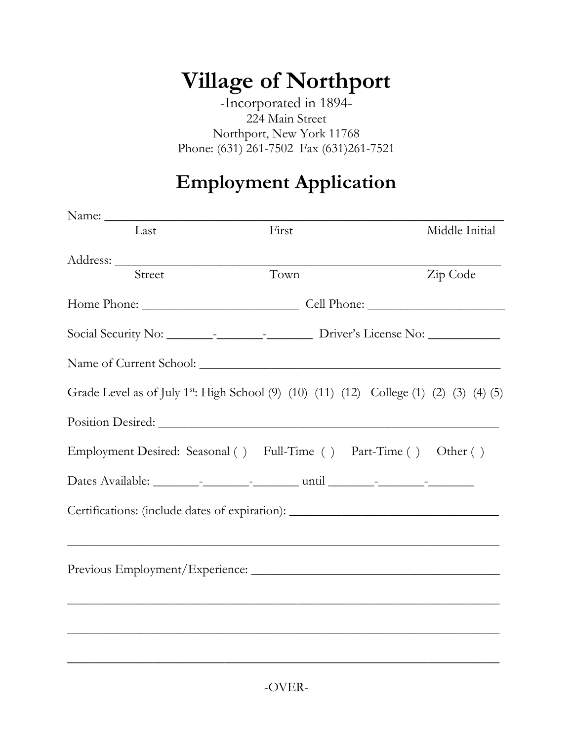# Village of Northport

-Incorporated in 1894-
224 Main Street
Northport, New York 11768
Phone: (631) 261-7502  Fax (631)261-7521

## Employment Application

Name: ___________________________________________________________
Last                    First                    Middle Initial

Address: _________________________________________________________
Street                    Town                    Zip Code

Home Phone: _________________________ Cell Phone: ______________________

Social Security No: _______-_______-_______ Driver's License No: ___________

Name of Current School: ________________________________________________

Grade Level as of July 1st: High School (9) (10) (11) (12) College (1) (2) (3) (4) (5)

Position Desired: ______________________________________________________

Employment Desired: Seasonal ( ) Full-Time ( ) Part-Time ( ) Other ( )

Dates Available: _______-_______-_______ until _______-_______-_______

Certifications: (include dates of expiration): _________________________________

___________________________________________________________________

Previous Employment/Experience: _______________________________________

___________________________________________________________________

___________________________________________________________________

___________________________________________________________________

-OVER-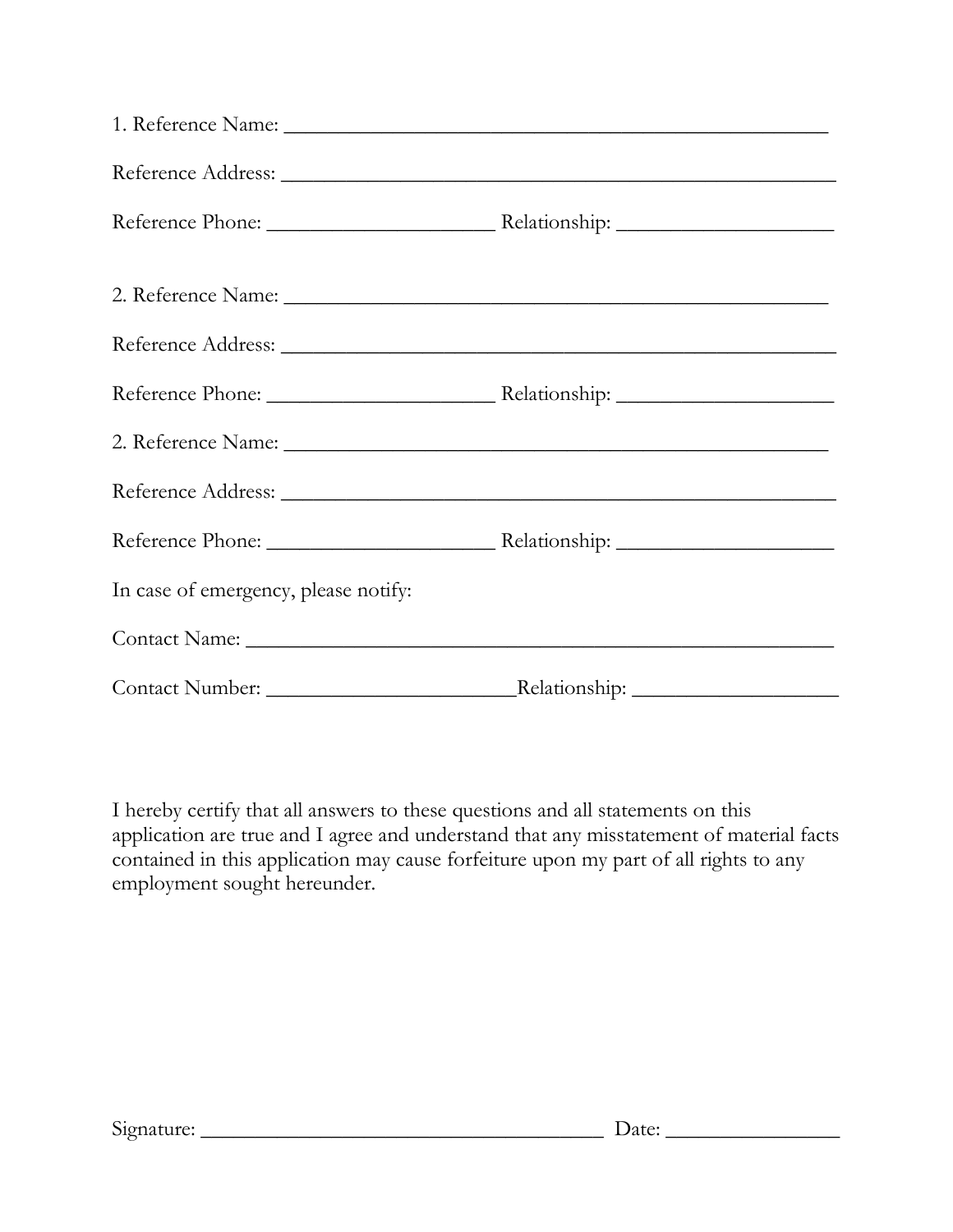1. Reference Name: ________________________________________________

Reference Address: ______________________________________________

Reference Phone: ____________________ Relationship: __________________

2. Reference Name: ________________________________________________

Reference Address: ______________________________________________

Reference Phone: ____________________ Relationship: __________________

2. Reference Name: ________________________________________________

Reference Address: ______________________________________________

Reference Phone: ____________________ Relationship: __________________

In case of emergency, please notify:

Contact Name: ___________________________________________________

Contact Number: ______________________Relationship: _________________

I hereby certify that all answers to these questions and all statements on this application are true and I agree and understand that any misstatement of material facts contained in this application may cause forfeiture upon my part of all rights to any employment sought hereunder.

Signature: ____________________________________ Date: _______________